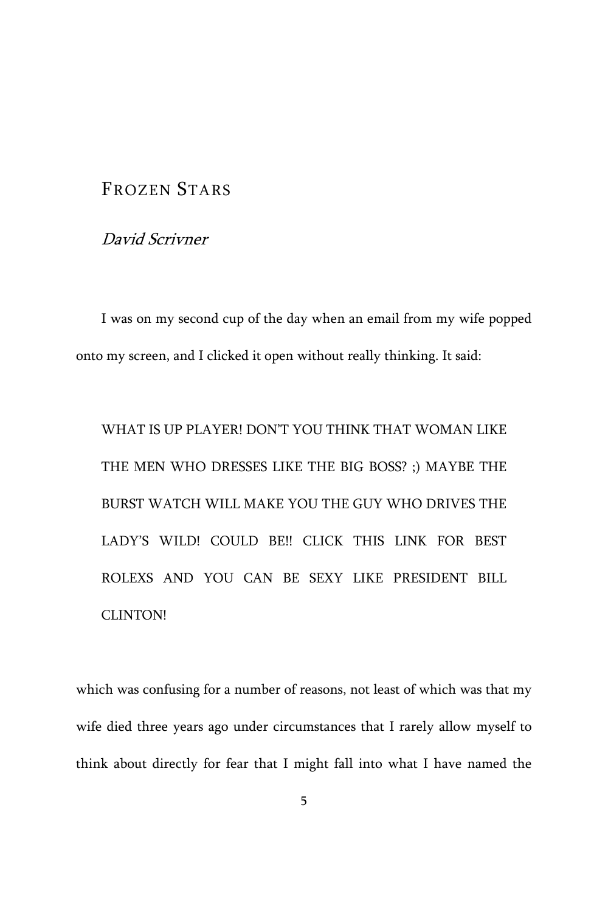# Frozen Stars

*David Scrivner*

I was on my second cup of the day when an email from my wife popped onto my screen, and I clicked it open without really thinking. It said:

> WHAT IS UP PLAYER! DON'T YOU THINK THAT WOMAN LIKE THE MEN WHO DRESSES LIKE THE BIG BOSS? ;) MAYBE THE BURST WATCH WILL MAKE YOU THE GUY WHO DRIVES THE LADY'S WILD! COULD BE!! CLICK THIS LINK FOR BEST ROLEXS AND YOU CAN BE SEXY LIKE PRESIDENT BILL CLINTON!

which was confusing for a number of reasons, not least of which was that my wife died three years ago under circumstances that I rarely allow myself to think about directly for fear that I might fall into what I have named the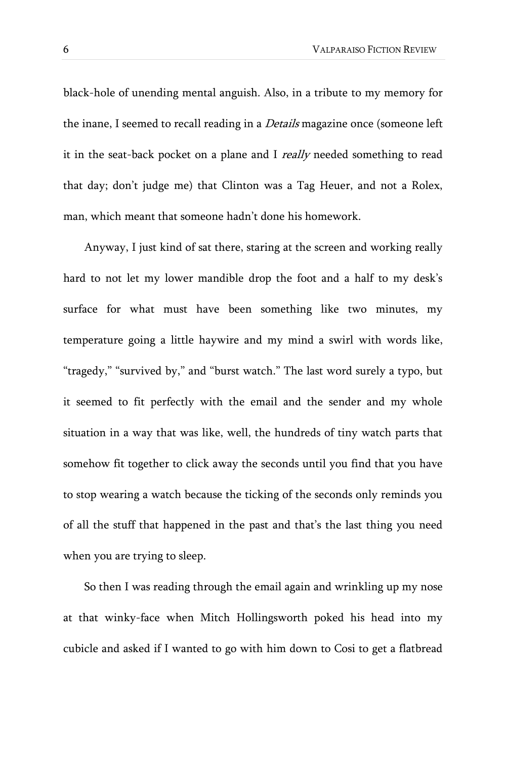black-hole of unending mental anguish. Also, in a tribute to my memory for the inane, I seemed to recall reading in a *Details* magazine once (someone left it in the seat-back pocket on a plane and I *really* needed something to read that day; don't judge me) that Clinton was a Tag Heuer, and not a Rolex, man, which meant that someone hadn't done his homework.

Anyway, I just kind of sat there, staring at the screen and working really hard to not let my lower mandible drop the foot and a half to my desk's surface for what must have been something like two minutes, my temperature going a little haywire and my mind a swirl with words like, "tragedy," "survived by," and "burst watch." The last word surely a typo, but it seemed to fit perfectly with the email and the sender and my whole situation in a way that was like, well, the hundreds of tiny watch parts that somehow fit together to click away the seconds until you find that you have to stop wearing a watch because the ticking of the seconds only reminds you of all the stuff that happened in the past and that's the last thing you need when you are trying to sleep.

So then I was reading through the email again and wrinkling up my nose at that winky-face when Mitch Hollingsworth poked his head into my cubicle and asked if I wanted to go with him down to Cosi to get a flatbread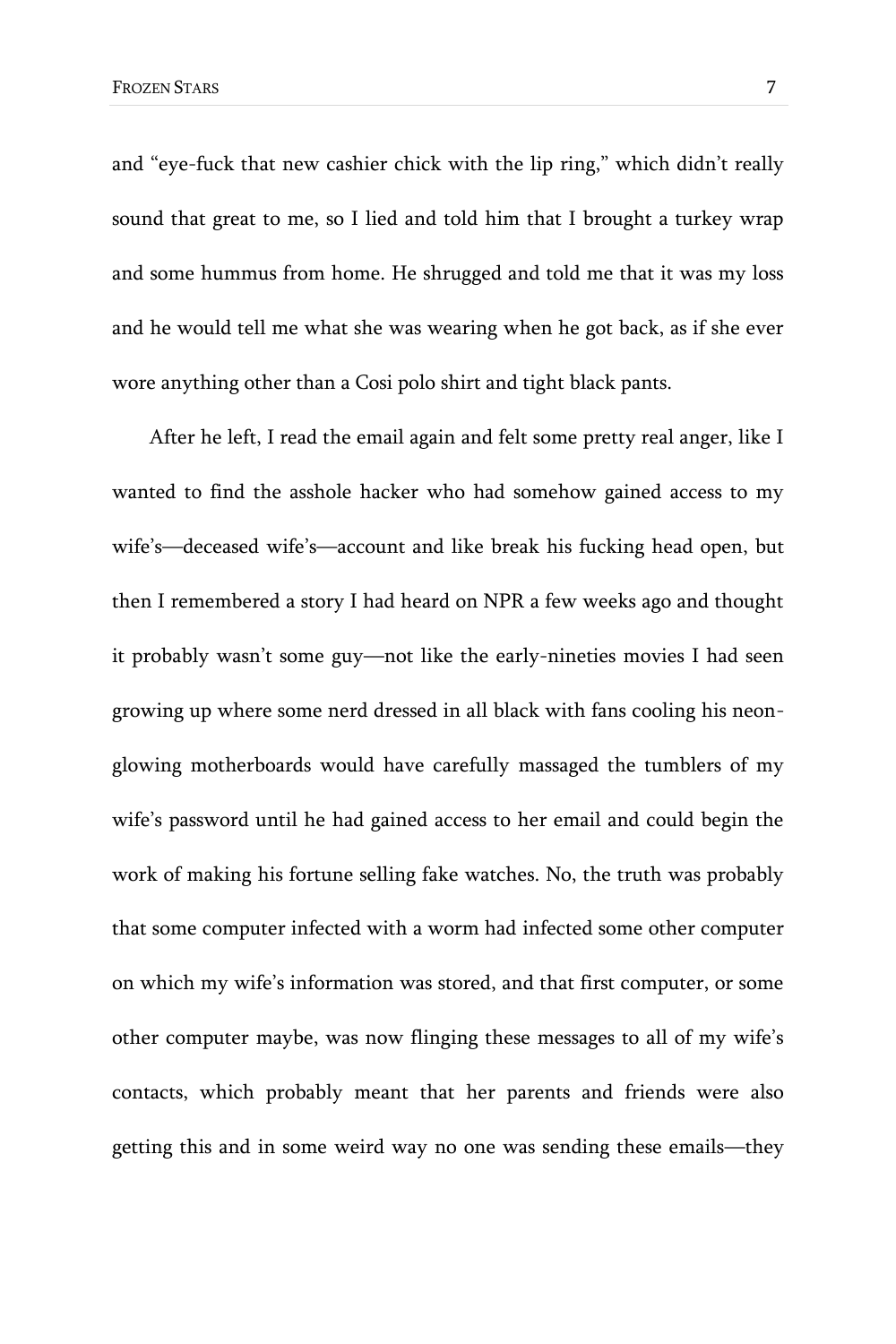and "eye-fuck that new cashier chick with the lip ring," which didn't really sound that great to me, so I lied and told him that I brought a turkey wrap and some hummus from home. He shrugged and told me that it was my loss and he would tell me what she was wearing when he got back, as if she ever wore anything other than a Cosi polo shirt and tight black pants.

After he left, I read the email again and felt some pretty real anger, like I wanted to find the asshole hacker who had somehow gained access to my wife's—deceased wife's—account and like break his fucking head open, but then I remembered a story I had heard on NPR a few weeks ago and thought it probably wasn't some guy—not like the early-nineties movies I had seen growing up where some nerd dressed in all black with fans cooling his neon-glowing motherboards would have carefully massaged the tumblers of my wife's password until he had gained access to her email and could begin the work of making his fortune selling fake watches. No, the truth was probably that some computer infected with a worm had infected some other computer on which my wife's information was stored, and that first computer, or some other computer maybe, was now flinging these messages to all of my wife's contacts, which probably meant that her parents and friends were also getting this and in some weird way no one was sending these emails—they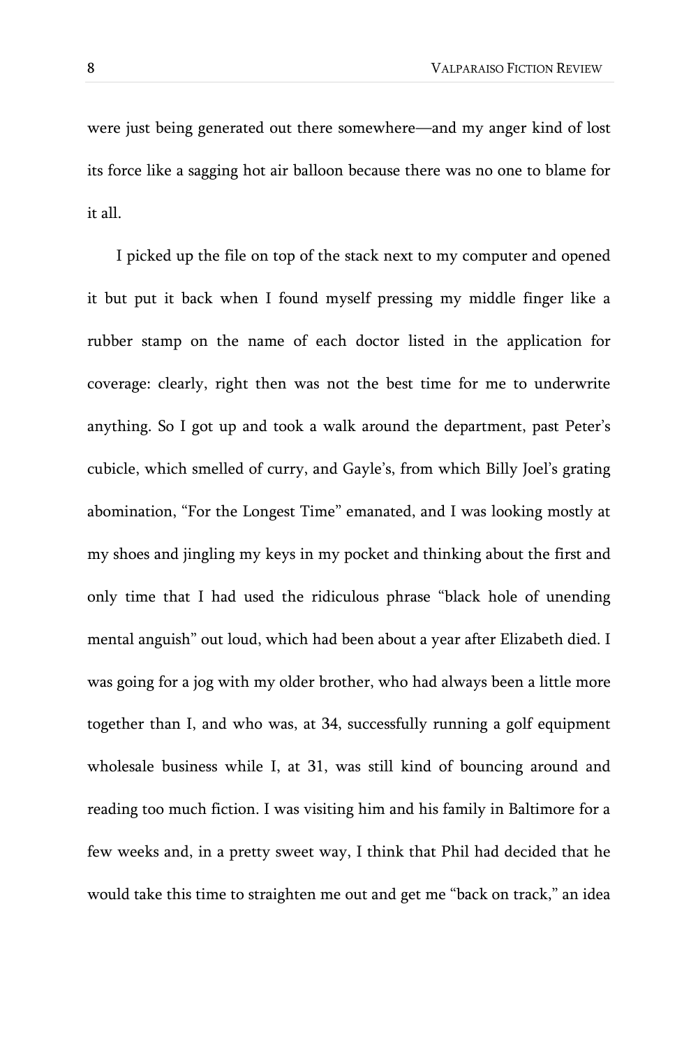were just being generated out there somewhere—and my anger kind of lost its force like a sagging hot air balloon because there was no one to blame for it all.

I picked up the file on top of the stack next to my computer and opened it but put it back when I found myself pressing my middle finger like a rubber stamp on the name of each doctor listed in the application for coverage: clearly, right then was not the best time for me to underwrite anything. So I got up and took a walk around the department, past Peter's cubicle, which smelled of curry, and Gayle's, from which Billy Joel's grating abomination, "For the Longest Time" emanated, and I was looking mostly at my shoes and jingling my keys in my pocket and thinking about the first and only time that I had used the ridiculous phrase "black hole of unending mental anguish" out loud, which had been about a year after Elizabeth died. I was going for a jog with my older brother, who had always been a little more together than I, and who was, at 34, successfully running a golf equipment wholesale business while I, at 31, was still kind of bouncing around and reading too much fiction. I was visiting him and his family in Baltimore for a few weeks and, in a pretty sweet way, I think that Phil had decided that he would take this time to straighten me out and get me "back on track," an idea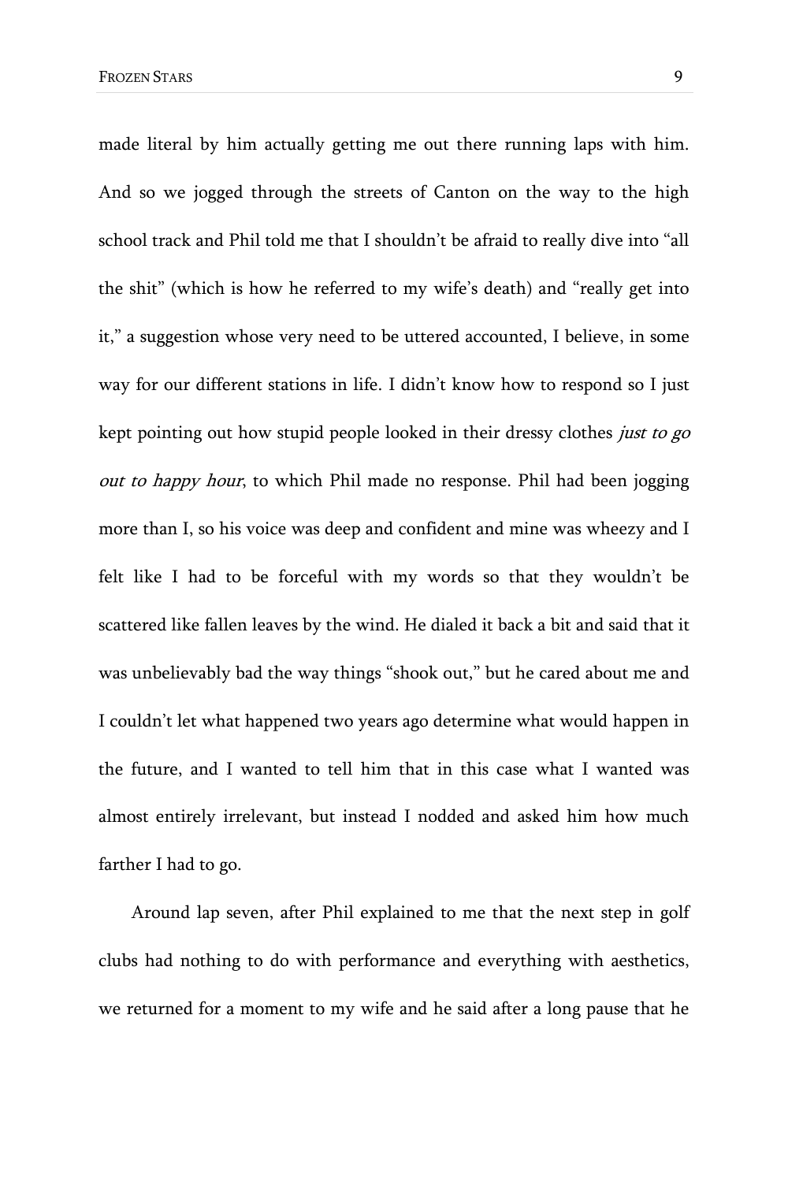made literal by him actually getting me out there running laps with him. And so we jogged through the streets of Canton on the way to the high school track and Phil told me that I shouldn't be afraid to really dive into "all the shit" (which is how he referred to my wife's death) and "really get into it," a suggestion whose very need to be uttered accounted, I believe, in some way for our different stations in life. I didn't know how to respond so I just kept pointing out how stupid people looked in their dressy clothes *just to go out to happy hour*, to which Phil made no response. Phil had been jogging more than I, so his voice was deep and confident and mine was wheezy and I felt like I had to be forceful with my words so that they wouldn't be scattered like fallen leaves by the wind. He dialed it back a bit and said that it was unbelievably bad the way things "shook out," but he cared about me and I couldn't let what happened two years ago determine what would happen in the future, and I wanted to tell him that in this case what I wanted was almost entirely irrelevant, but instead I nodded and asked him how much farther I had to go.

Around lap seven, after Phil explained to me that the next step in golf clubs had nothing to do with performance and everything with aesthetics, we returned for a moment to my wife and he said after a long pause that he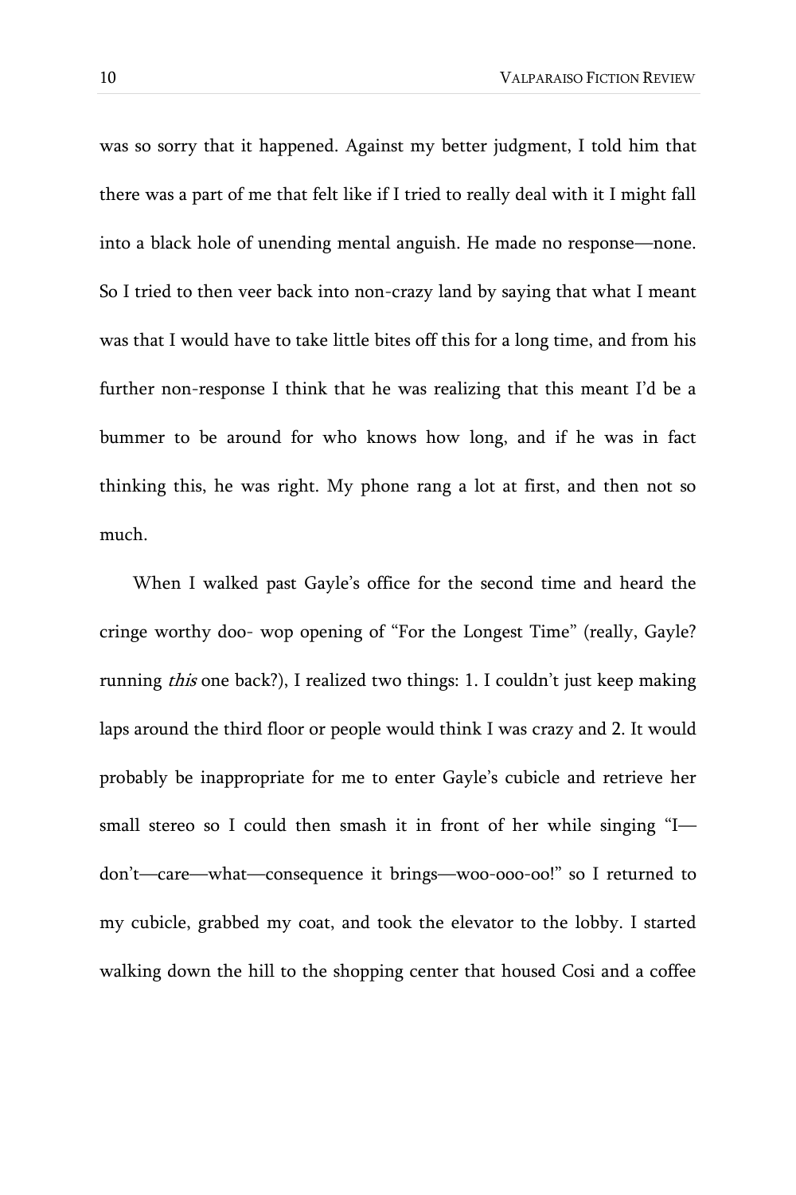was so sorry that it happened. Against my better judgment, I told him that there was a part of me that felt like if I tried to really deal with it I might fall into a black hole of unending mental anguish. He made no response—none. So I tried to then veer back into non-crazy land by saying that what I meant was that I would have to take little bites off this for a long time, and from his further non-response I think that he was realizing that this meant I'd be a bummer to be around for who knows how long, and if he was in fact thinking this, he was right. My phone rang a lot at first, and then not so much.

When I walked past Gayle's office for the second time and heard the cringe worthy doo- wop opening of "For the Longest Time" (really, Gayle? running *this* one back?), I realized two things: 1. I couldn't just keep making laps around the third floor or people would think I was crazy and 2. It would probably be inappropriate for me to enter Gayle's cubicle and retrieve her small stereo so I could then smash it in front of her while singing "I—don't—care—what—consequence it brings—woo-ooo-oo!" so I returned to my cubicle, grabbed my coat, and took the elevator to the lobby. I started walking down the hill to the shopping center that housed Cosi and a coffee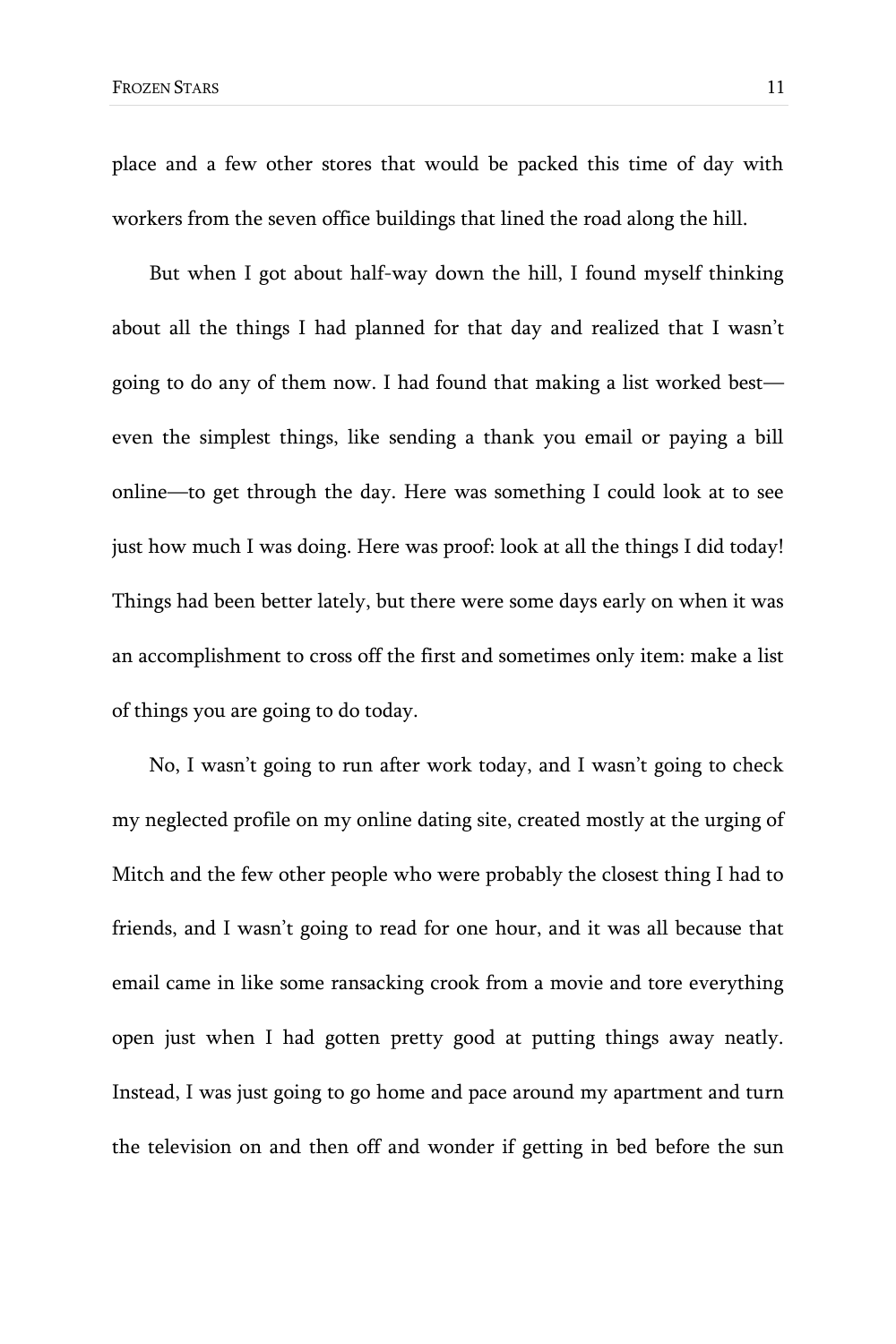place and a few other stores that would be packed this time of day with workers from the seven office buildings that lined the road along the hill.

But when I got about half-way down the hill, I found myself thinking about all the things I had planned for that day and realized that I wasn't going to do any of them now. I had found that making a list worked best—even the simplest things, like sending a thank you email or paying a bill online—to get through the day. Here was something I could look at to see just how much I was doing. Here was proof: look at all the things I did today! Things had been better lately, but there were some days early on when it was an accomplishment to cross off the first and sometimes only item: make a list of things you are going to do today.

No, I wasn't going to run after work today, and I wasn't going to check my neglected profile on my online dating site, created mostly at the urging of Mitch and the few other people who were probably the closest thing I had to friends, and I wasn't going to read for one hour, and it was all because that email came in like some ransacking crook from a movie and tore everything open just when I had gotten pretty good at putting things away neatly. Instead, I was just going to go home and pace around my apartment and turn the television on and then off and wonder if getting in bed before the sun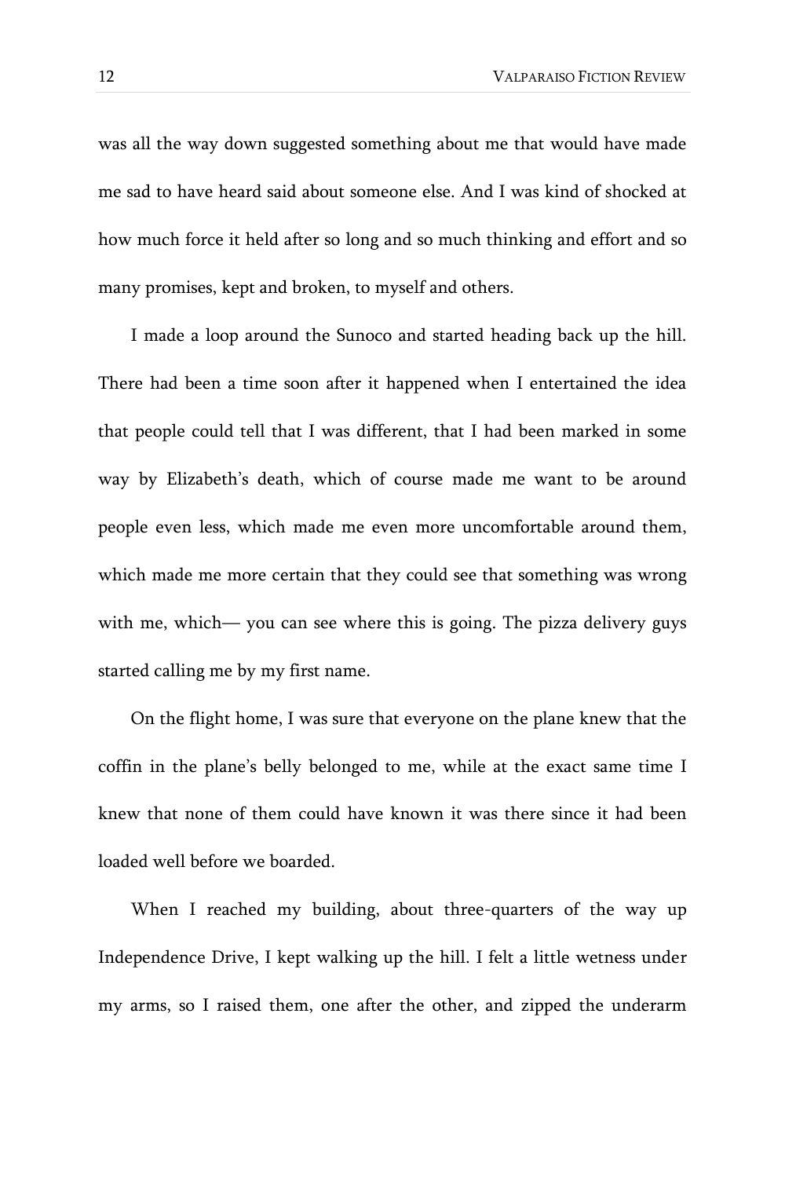was all the way down suggested something about me that would have made me sad to have heard said about someone else. And I was kind of shocked at how much force it held after so long and so much thinking and effort and so many promises, kept and broken, to myself and others.

I made a loop around the Sunoco and started heading back up the hill. There had been a time soon after it happened when I entertained the idea that people could tell that I was different, that I had been marked in some way by Elizabeth's death, which of course made me want to be around people even less, which made me even more uncomfortable around them, which made me more certain that they could see that something was wrong with me, which— you can see where this is going. The pizza delivery guys started calling me by my first name.

On the flight home, I was sure that everyone on the plane knew that the coffin in the plane's belly belonged to me, while at the exact same time I knew that none of them could have known it was there since it had been loaded well before we boarded.

When I reached my building, about three-quarters of the way up Independence Drive, I kept walking up the hill. I felt a little wetness under my arms, so I raised them, one after the other, and zipped the underarm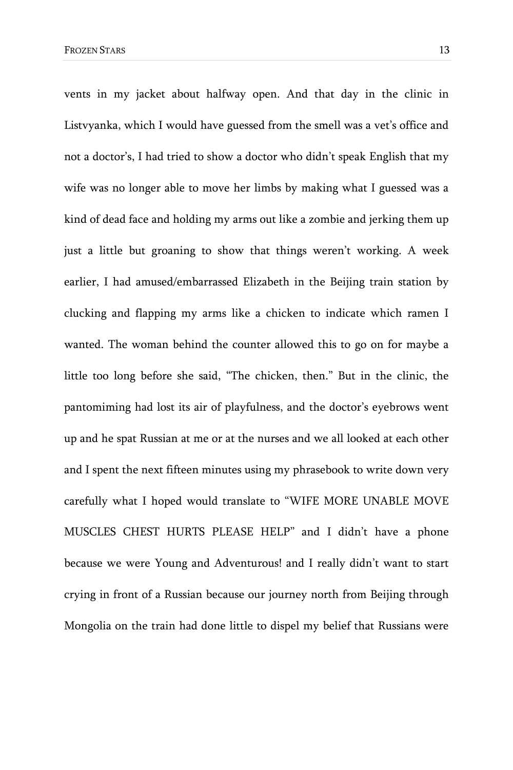vents in my jacket about halfway open. And that day in the clinic in Listvyanka, which I would have guessed from the smell was a vet's office and not a doctor's, I had tried to show a doctor who didn't speak English that my wife was no longer able to move her limbs by making what I guessed was a kind of dead face and holding my arms out like a zombie and jerking them up just a little but groaning to show that things weren't working. A week earlier, I had amused/embarrassed Elizabeth in the Beijing train station by clucking and flapping my arms like a chicken to indicate which ramen I wanted. The woman behind the counter allowed this to go on for maybe a little too long before she said, "The chicken, then." But in the clinic, the pantomiming had lost its air of playfulness, and the doctor's eyebrows went up and he spat Russian at me or at the nurses and we all looked at each other and I spent the next fifteen minutes using my phrasebook to write down very carefully what I hoped would translate to "WIFE MORE UNABLE MOVE MUSCLES CHEST HURTS PLEASE HELP" and I didn't have a phone because we were Young and Adventurous! and I really didn't want to start crying in front of a Russian because our journey north from Beijing through Mongolia on the train had done little to dispel my belief that Russians were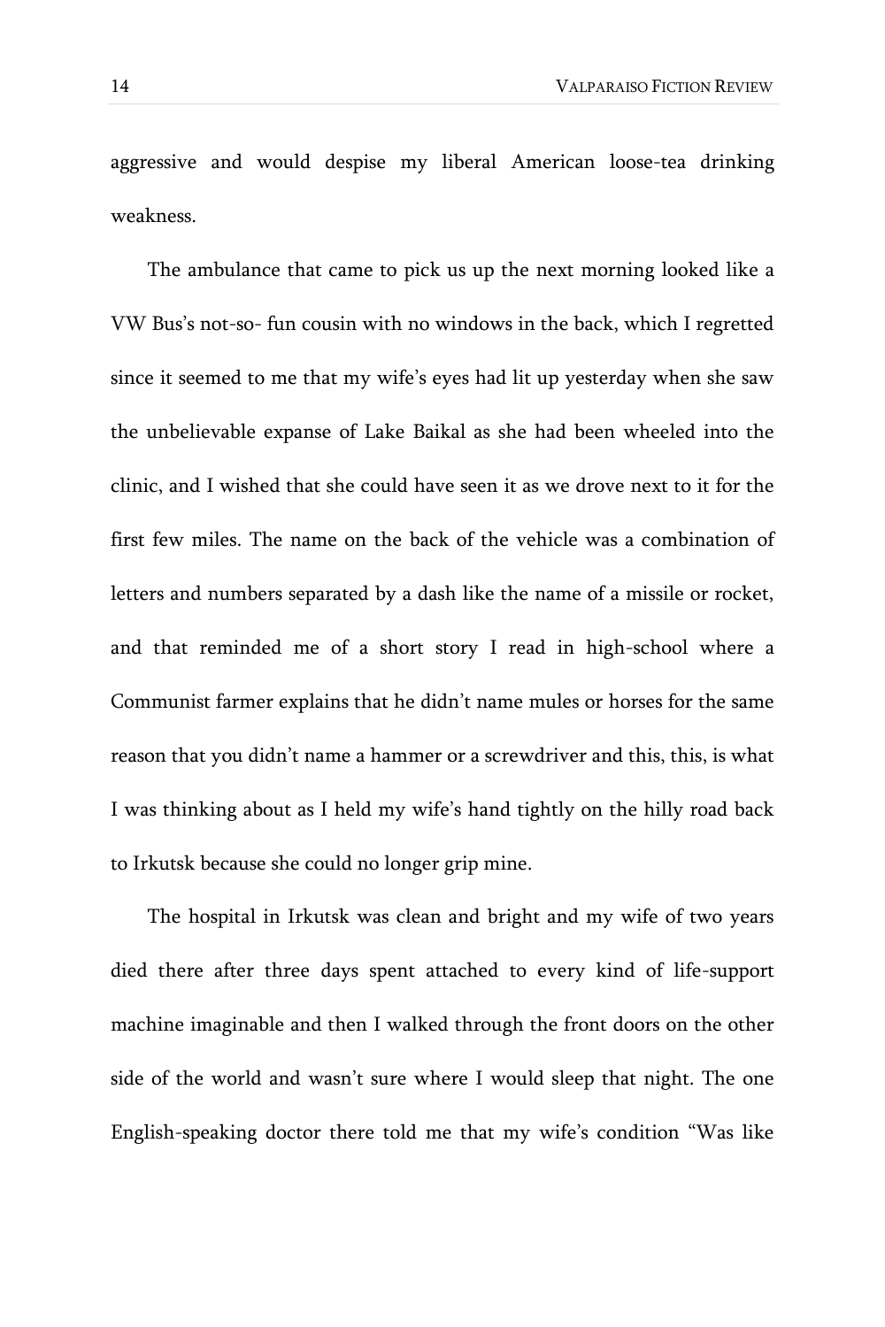aggressive and would despise my liberal American loose-tea drinking weakness.

The ambulance that came to pick us up the next morning looked like a VW Bus's not-so- fun cousin with no windows in the back, which I regretted since it seemed to me that my wife's eyes had lit up yesterday when she saw the unbelievable expanse of Lake Baikal as she had been wheeled into the clinic, and I wished that she could have seen it as we drove next to it for the first few miles. The name on the back of the vehicle was a combination of letters and numbers separated by a dash like the name of a missile or rocket, and that reminded me of a short story I read in high-school where a Communist farmer explains that he didn't name mules or horses for the same reason that you didn't name a hammer or a screwdriver and this, this, is what I was thinking about as I held my wife's hand tightly on the hilly road back to Irkutsk because she could no longer grip mine.

The hospital in Irkutsk was clean and bright and my wife of two years died there after three days spent attached to every kind of life-support machine imaginable and then I walked through the front doors on the other side of the world and wasn't sure where I would sleep that night. The one English-speaking doctor there told me that my wife's condition "Was like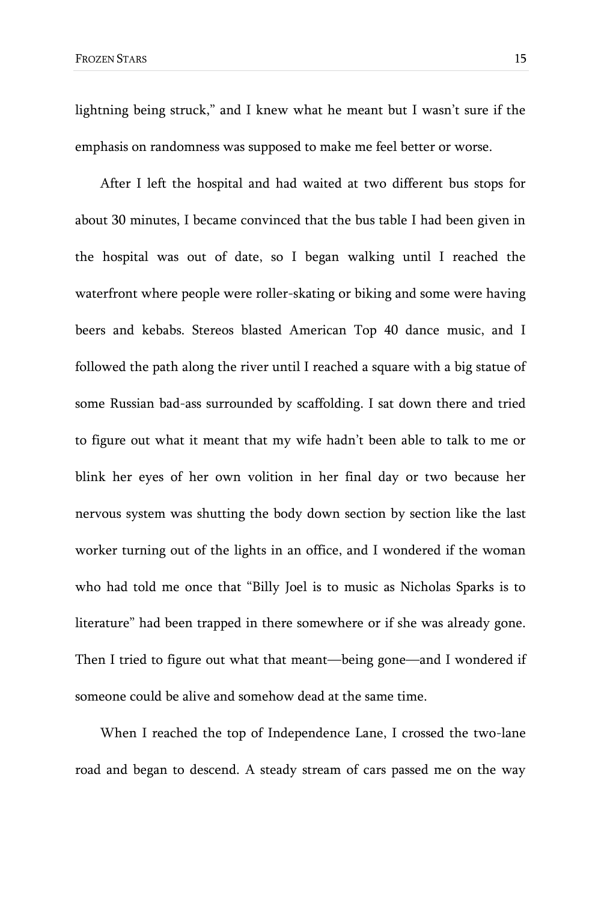lightning being struck," and I knew what he meant but I wasn't sure if the emphasis on randomness was supposed to make me feel better or worse.

After I left the hospital and had waited at two different bus stops for about 30 minutes, I became convinced that the bus table I had been given in the hospital was out of date, so I began walking until I reached the waterfront where people were roller-skating or biking and some were having beers and kebabs. Stereos blasted American Top 40 dance music, and I followed the path along the river until I reached a square with a big statue of some Russian bad-ass surrounded by scaffolding. I sat down there and tried to figure out what it meant that my wife hadn't been able to talk to me or blink her eyes of her own volition in her final day or two because her nervous system was shutting the body down section by section like the last worker turning out of the lights in an office, and I wondered if the woman who had told me once that "Billy Joel is to music as Nicholas Sparks is to literature" had been trapped in there somewhere or if she was already gone. Then I tried to figure out what that meant—being gone—and I wondered if someone could be alive and somehow dead at the same time.

When I reached the top of Independence Lane, I crossed the two-lane road and began to descend. A steady stream of cars passed me on the way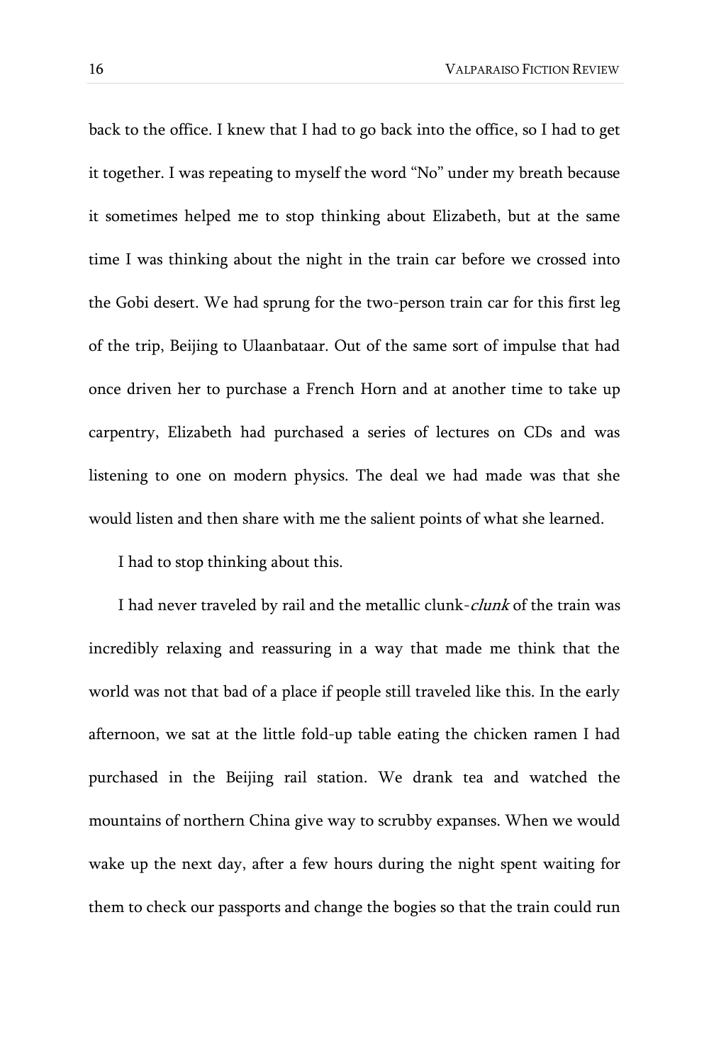back to the office. I knew that I had to go back into the office, so I had to get it together. I was repeating to myself the word "No" under my breath because it sometimes helped me to stop thinking about Elizabeth, but at the same time I was thinking about the night in the train car before we crossed into the Gobi desert. We had sprung for the two-person train car for this first leg of the trip, Beijing to Ulaanbataar. Out of the same sort of impulse that had once driven her to purchase a French Horn and at another time to take up carpentry, Elizabeth had purchased a series of lectures on CDs and was listening to one on modern physics. The deal we had made was that she would listen and then share with me the salient points of what she learned.

I had to stop thinking about this.

I had never traveled by rail and the metallic clunk-*clunk* of the train was incredibly relaxing and reassuring in a way that made me think that the world was not that bad of a place if people still traveled like this. In the early afternoon, we sat at the little fold-up table eating the chicken ramen I had purchased in the Beijing rail station. We drank tea and watched the mountains of northern China give way to scrubby expanses. When we would wake up the next day, after a few hours during the night spent waiting for them to check our passports and change the bogies so that the train could run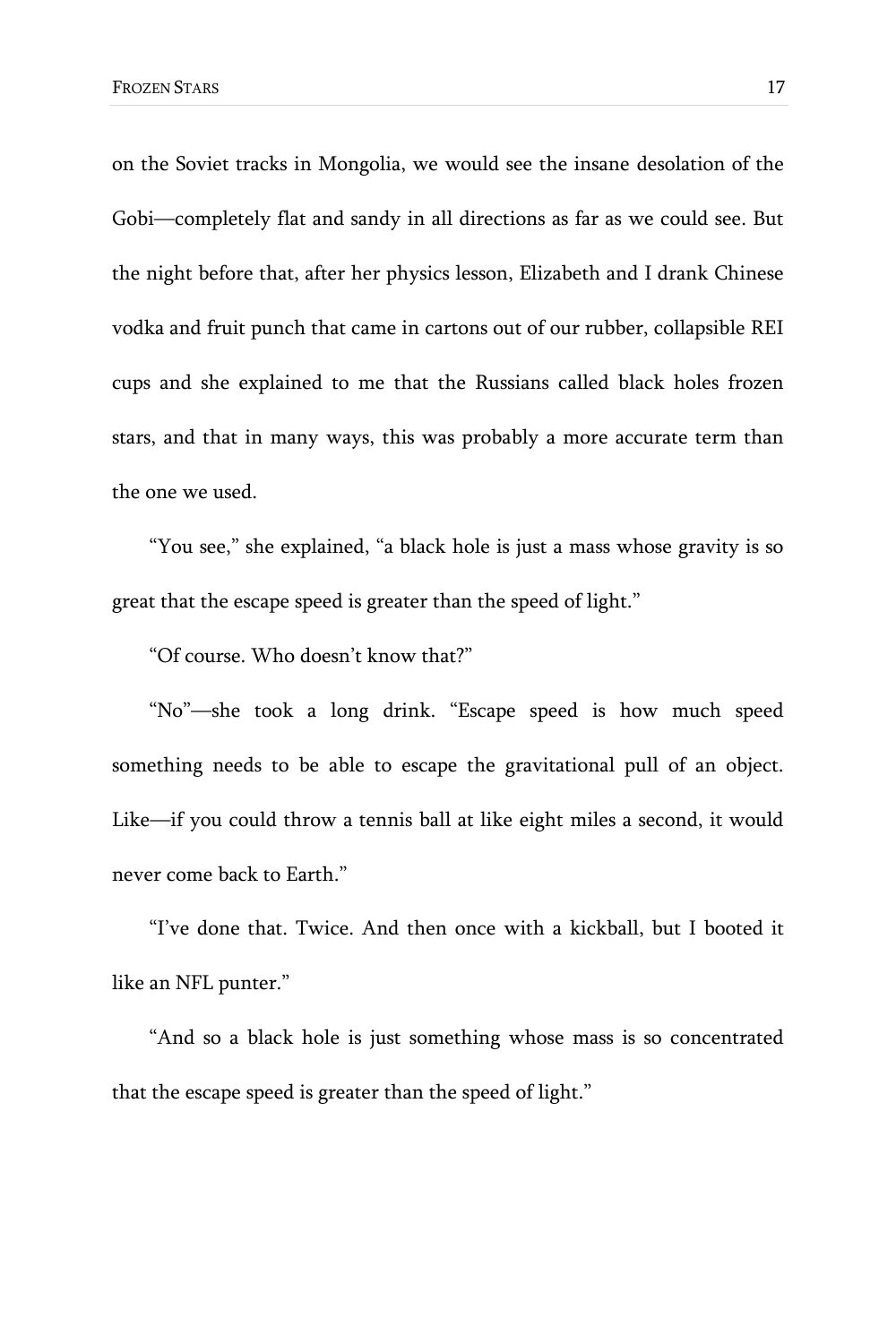on the Soviet tracks in Mongolia, we would see the insane desolation of the Gobi—completely flat and sandy in all directions as far as we could see. But the night before that, after her physics lesson, Elizabeth and I drank Chinese vodka and fruit punch that came in cartons out of our rubber, collapsible REI cups and she explained to me that the Russians called black holes frozen stars, and that in many ways, this was probably a more accurate term than the one we used.

"You see," she explained, "a black hole is just a mass whose gravity is so great that the escape speed is greater than the speed of light."

"Of course. Who doesn't know that?"

"No"—she took a long drink. "Escape speed is how much speed something needs to be able to escape the gravitational pull of an object. Like—if you could throw a tennis ball at like eight miles a second, it would never come back to Earth."

"I've done that. Twice. And then once with a kickball, but I booted it like an NFL punter."

"And so a black hole is just something whose mass is so concentrated that the escape speed is greater than the speed of light."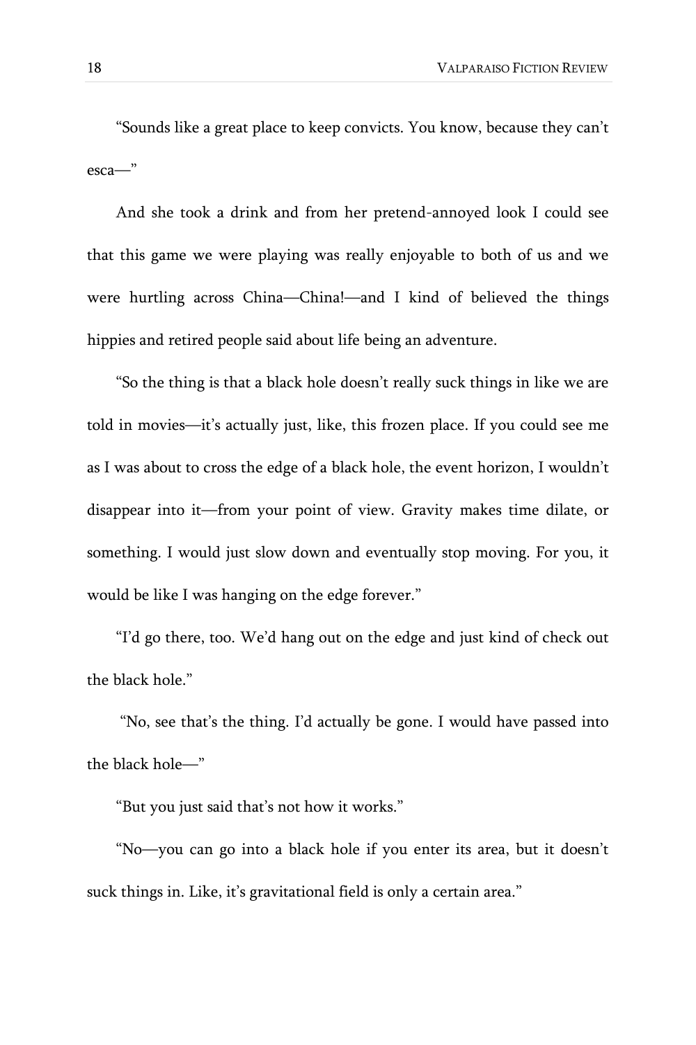"Sounds like a great place to keep convicts. You know, because they can't esca—"

And she took a drink and from her pretend-annoyed look I could see that this game we were playing was really enjoyable to both of us and we were hurtling across China—China!—and I kind of believed the things hippies and retired people said about life being an adventure.

"So the thing is that a black hole doesn't really suck things in like we are told in movies—it's actually just, like, this frozen place. If you could see me as I was about to cross the edge of a black hole, the event horizon, I wouldn't disappear into it—from your point of view. Gravity makes time dilate, or something. I would just slow down and eventually stop moving. For you, it would be like I was hanging on the edge forever."

"I'd go there, too. We'd hang out on the edge and just kind of check out the black hole."

"No, see that's the thing. I'd actually be gone. I would have passed into the black hole—"

"But you just said that's not how it works."

"No—you can go into a black hole if you enter its area, but it doesn't suck things in. Like, it's gravitational field is only a certain area."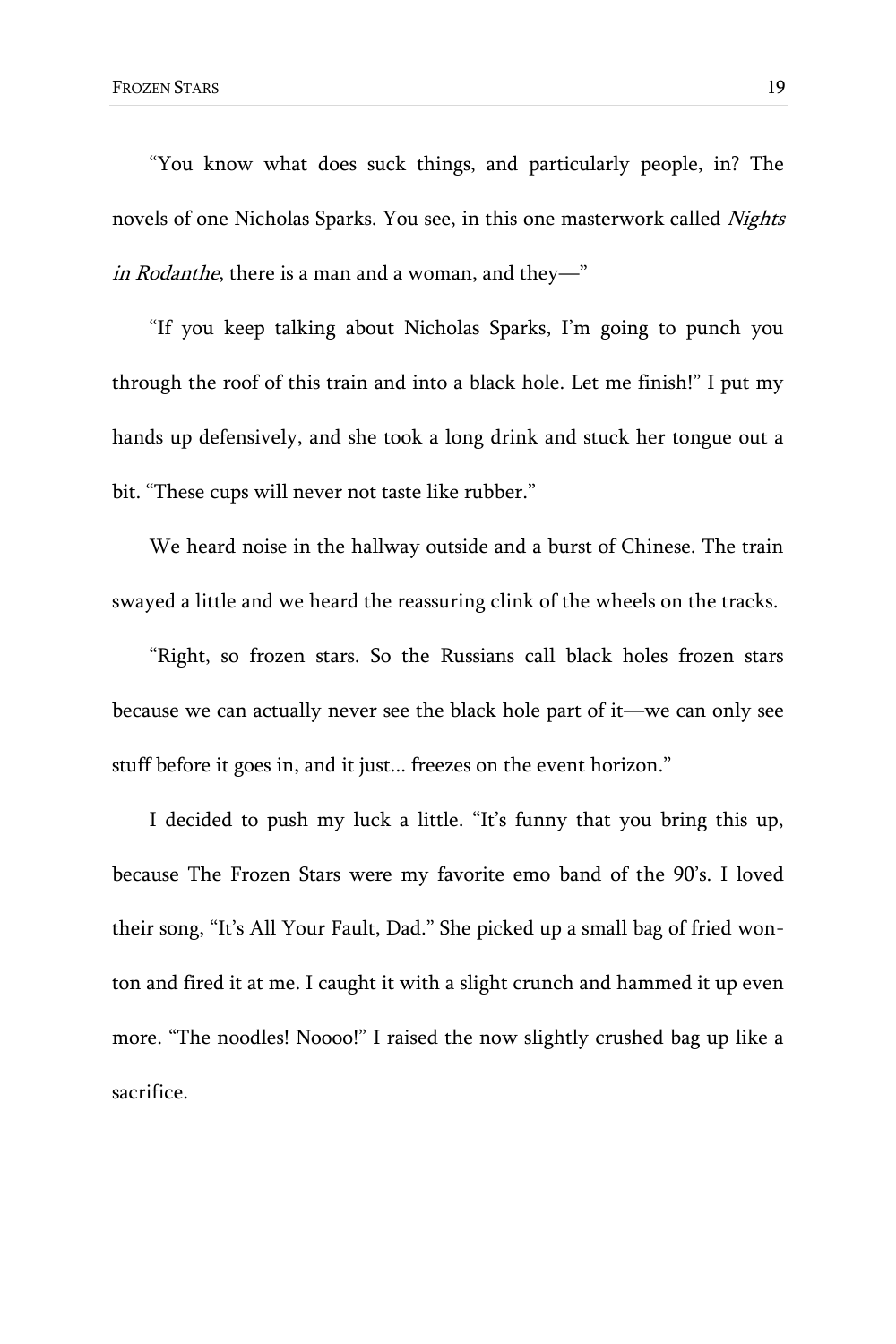"You know what does suck things, and particularly people, in? The novels of one Nicholas Sparks. You see, in this one masterwork called *Nights in Rodanthe*, there is a man and a woman, and they—"

"If you keep talking about Nicholas Sparks, I'm going to punch you through the roof of this train and into a black hole. Let me finish!" I put my hands up defensively, and she took a long drink and stuck her tongue out a bit. "These cups will never not taste like rubber."

We heard noise in the hallway outside and a burst of Chinese. The train swayed a little and we heard the reassuring clink of the wheels on the tracks.

"Right, so frozen stars. So the Russians call black holes frozen stars because we can actually never see the black hole part of it—we can only see stuff before it goes in, and it just... freezes on the event horizon."

I decided to push my luck a little. "It's funny that you bring this up, because The Frozen Stars were my favorite emo band of the 90's. I loved their song, "It's All Your Fault, Dad." She picked up a small bag of fried won-ton and fired it at me. I caught it with a slight crunch and hammed it up even more. "The noodles! Noooo!" I raised the now slightly crushed bag up like a sacrifice.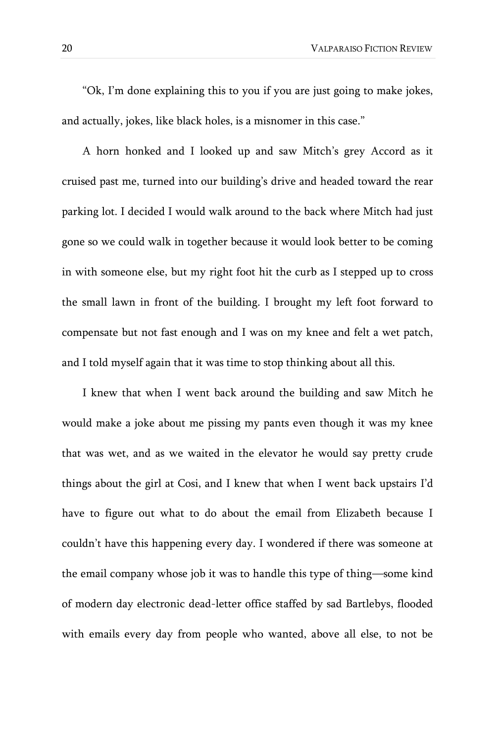"Ok, I'm done explaining this to you if you are just going to make jokes, and actually, jokes, like black holes, is a misnomer in this case."

A horn honked and I looked up and saw Mitch's grey Accord as it cruised past me, turned into our building's drive and headed toward the rear parking lot. I decided I would walk around to the back where Mitch had just gone so we could walk in together because it would look better to be coming in with someone else, but my right foot hit the curb as I stepped up to cross the small lawn in front of the building. I brought my left foot forward to compensate but not fast enough and I was on my knee and felt a wet patch, and I told myself again that it was time to stop thinking about all this.

I knew that when I went back around the building and saw Mitch he would make a joke about me pissing my pants even though it was my knee that was wet, and as we waited in the elevator he would say pretty crude things about the girl at Cosi, and I knew that when I went back upstairs I'd have to figure out what to do about the email from Elizabeth because I couldn't have this happening every day. I wondered if there was someone at the email company whose job it was to handle this type of thing—some kind of modern day electronic dead-letter office staffed by sad Bartlebys, flooded with emails every day from people who wanted, above all else, to not be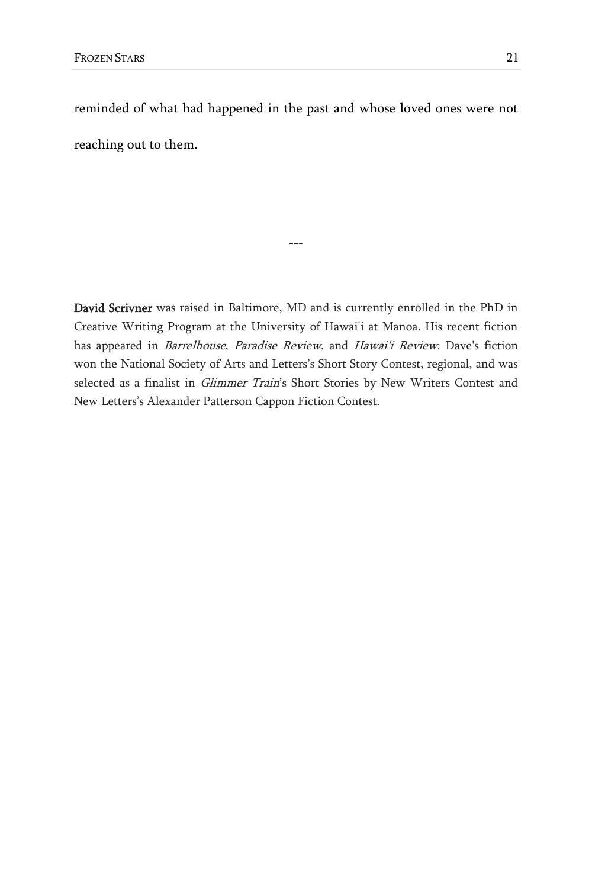reminded of what had happened in the past and whose loved ones were not reaching out to them.

---

**David Scrivner** was raised in Baltimore, MD and is currently enrolled in the PhD in Creative Writing Program at the University of Hawai'i at Manoa. His recent fiction has appeared in *Barrelhouse*, *Paradise Review*, and *Hawai'i Review*. Dave's fiction won the National Society of Arts and Letters's Short Story Contest, regional, and was selected as a finalist in *Glimmer Train*'s Short Stories by New Writers Contest and New Letters's Alexander Patterson Cappon Fiction Contest.